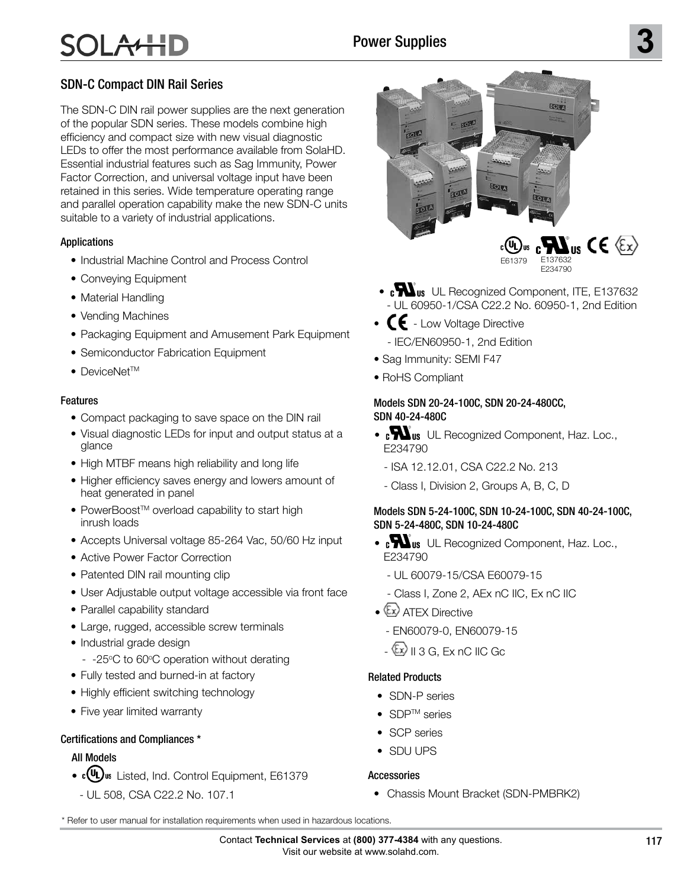# SDN-C Compact DIN Rail Series

The SDN-C DIN rail power supplies are the next generation of the popular SDN series. These models combine high efficiency and compact size with new visual diagnostic LEDs to offer the most performance available from SolaHD. Essential industrial features such as Sag Immunity, Power Factor Correction, and universal voltage input have been retained in this series. Wide temperature operating range and parallel operation capability make the new SDN-C units suitable to a variety of industrial applications.

### Applications

- Industrial Machine Control and Process Control
- Conveying Equipment
- Material Handling
- Vending Machines
- Packaging Equipment and Amusement Park Equipment
- Semiconductor Fabrication Equipment
- DeviceNet™

### Features

- Compact packaging to save space on the DIN rail
- Visual diagnostic LEDs for input and output status at a glance
- High MTBF means high reliability and long life
- Higher efficiency saves energy and lowers amount of heat generated in panel
- PowerBoost™ overload capability to start high inrush loads
- Accepts Universal voltage 85-264 Vac, 50/60 Hz input
- Active Power Factor Correction
- Patented DIN rail mounting clip
- User Adjustable output voltage accessible via front face
- Parallel capability standard
- Large, rugged, accessible screw terminals
- Industrial grade design
  - -25°C to 60°C operation without derating
- Fully tested and burned-in at factory
- Highly efficient switching technology
- Five year limited warranty

### Certifications and Compliances *

#### All Models

- cULus Listed, Ind. Control Equipment, E61379
  - UL 508, CSA C22.2 No. 107.1
- cRUus UL Recognized Component, ITE, E137632
  - UL 60950-1/CSA C22.2 No. 60950-1, 2nd Edition
- CE - Low Voltage Directive
  - IEC/EN60950-1, 2nd Edition
- Sag Immunity: SEMI F47
- RoHS Compliant

#### Models SDN 20-24-100C, SDN 20-24-480CC, SDN 40-24-480C

- cRUus UL Recognized Component, Haz. Loc., E234790
  - ISA 12.12.01, CSA C22.2 No. 213
  - Class I, Division 2, Groups A, B, C, D

#### Models SDN 5-24-100C, SDN 10-24-100C, SDN 40-24-100C, SDN 5-24-480C, SDN 10-24-480C

- cRUus UL Recognized Component, Haz. Loc., E234790
  - UL 60079-15/CSA E60079-15
  - Class I, Zone 2, AEx nC IIC, Ex nC IIC
- Ex ATEX Directive
  - EN60079-0, EN60079-15
  - Ex II 3 G, Ex nC IIC Gc

### Related Products

- SDN-P series
- SDP™ series
- SCP series
- SDU UPS

### Accessories

- Chassis Mount Bracket (SDN-PMBRK2)

\* Refer to user manual for installation requirements when used in hazardous locations.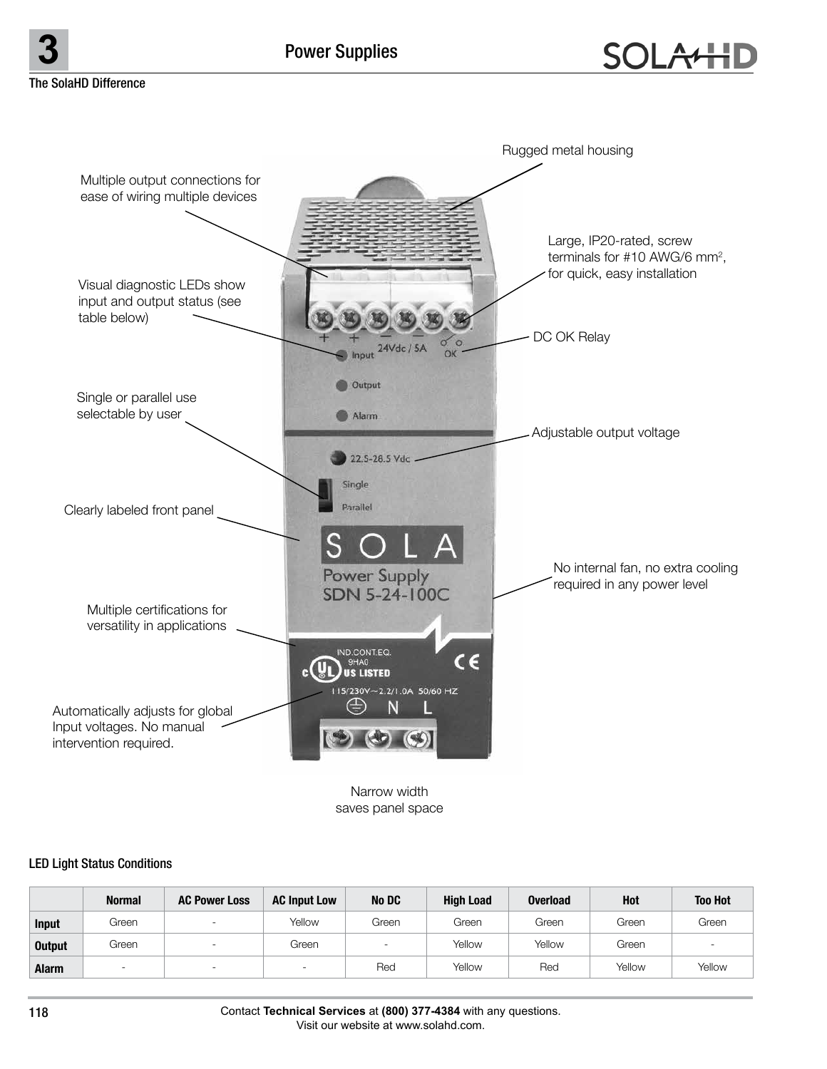## The SolaHD Difference

Rugged metal housing

Multiple output connections for ease of wiring multiple devices

Large, IP20-rated, screw terminals for #10 AWG/6 $mm^2$, for quick, easy installation

Visual diagnostic LEDs show input and output status (see table below)

DC OK Relay

Single or parallel use selectable by user

Adjustable output voltage

Clearly labeled front panel

No internal fan, no extra cooling required in any power level

Multiple certifications for versatility in applications

Automatically adjusts for global Input voltages. No manual intervention required.

Narrow width saves panel space

### LED Light Status Conditions

| | Normal | AC Power Loss | AC Input Low | No DC | High Load | Overload | Hot | Too Hot |
|---|---|---|---|---|---|---|---|---|
| **Input** | Green | - | Yellow | Green | Green | Green | Green | Green |
| **Output** | Green | - | Green | - | Yellow | Yellow | Green | - |
| **Alarm** | - | - | - | Red | Yellow | Red | Yellow | Yellow |

Contact **Technical Services** at **(800) 377-4384** with any questions.
Visit our website at www.solahd.com.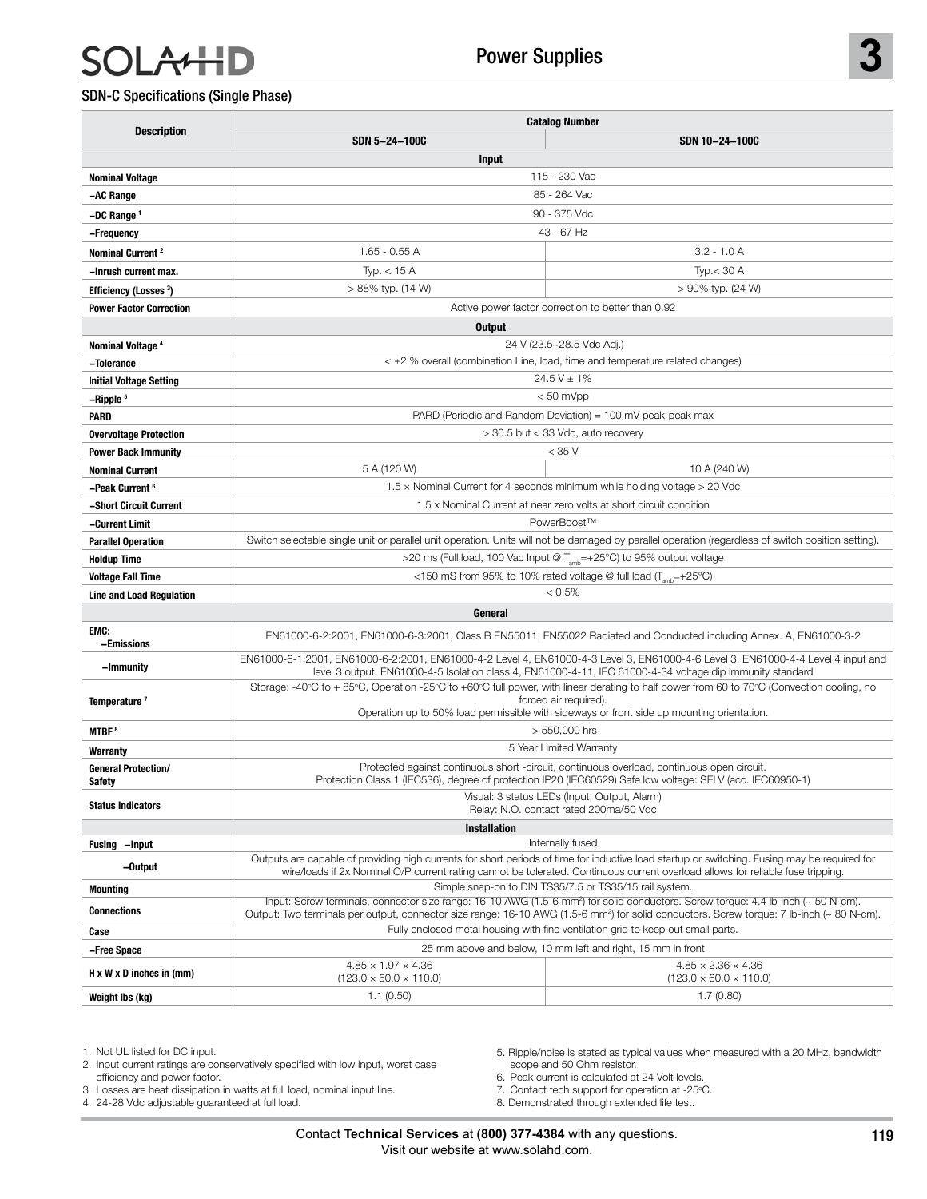## SDN-C Specifications (Single Phase)

| Description | Catalog Number | |
|---|---|---|
| | **SDN 5–24–100C** | **SDN 10–24–100C** |
| **Input** | | |
| **Nominal Voltage** | 115 - 230 Vac | |
| **–AC Range** | 85 - 264 Vac | |
| **–DC Range** [1] | 90 - 375 Vdc | |
| **–Frequency** | 43 - 67 Hz | |
| **Nominal Current** [2] | 1.65 - 0.55 A | 3.2 - 1.0 A |
| **–Inrush current max.** | Typ. < 15 A | Typ.< 30 A |
| **Efficiency (Losses** [3]**)** | > 88% typ. (14 W) | > 90% typ. (24 W) |
| **Power Factor Correction** | Active power factor correction to better than 0.92 | |
| **Output** | | |
| **Nominal Voltage** [4] | 24 V (23.5–28.5 Vdc Adj.) | |
| **–Tolerance** | < ±2 % overall (combination Line, load, time and temperature related changes) | |
| **Initial Voltage Setting** | 24.5 V ± 1% | |
| **–Ripple** [5] | < 50 mVpp | |
| **PARD** | PARD (Periodic and Random Deviation) = 100 mV peak-peak max | |
| **Overvoltage Protection** | > 30.5 but < 33 Vdc, auto recovery | |
| **Power Back Immunity** | < 35 V | |
| **Nominal Current** | 5 A (120 W) | 10 A (240 W) |
| **–Peak Current** [6] | 1.5 × Nominal Current for 4 seconds minimum while holding voltage > 20 Vdc | |
| **–Short Circuit Current** | 1.5 x Nominal Current at near zero volts at short circuit condition | |
| **–Current Limit** | PowerBoost™ | |
| **Parallel Operation** | Switch selectable single unit or parallel unit operation. Units will not be damaged by parallel operation (regardless of switch position setting). | |
| **Holdup Time** | >20 ms (Full load, 100 Vac Input @ $T_{amb}$=+25°C) to 95% output voltage | |
| **Voltage Fall Time** | <150 mS from 95% to 10% rated voltage @ full load ($T_{amb}$=+25°C) | |
| **Line and Load Regulation** | < 0.5% | |
| **General** | | |
| **EMC: –Emissions** | EN61000-6-2:2001, EN61000-6-3:2001, Class B EN55011, EN55022 Radiated and Conducted including Annex. A, EN61000-3-2 | |
| **–Immunity** | EN61000-6-1:2001, EN61000-6-2:2001, EN61000-4-2 Level 4, EN61000-4-3 Level 3, EN61000-4-6 Level 3, EN61000-4-4 Level 4 input and level 3 output. EN61000-4-5 Isolation class 4, EN61000-4-11, IEC 61000-4-34 voltage dip immunity standard | |
| **Temperature** [7] | Storage: -40°C to + 85°C, Operation -25°C to +60°C full power, with linear derating to half power from 60 to 70°C (Convection cooling, no forced air required). Operation up to 50% load permissible with sideways or front side up mounting orientation. | |
| **MTBF** [8] | > 550,000 hrs | |
| **Warranty** | 5 Year Limited Warranty | |
| **General Protection/ Safety** | Protected against continuous short -circuit, continuous overload, continuous open circuit. Protection Class 1 (IEC536), degree of protection IP20 (IEC60529) Safe low voltage: SELV (acc. IEC60950-1) | |
| **Status Indicators** | Visual: 3 status LEDs (Input, Output, Alarm) Relay: N.O. contact rated 200ma/50 Vdc | |
| **Installation** | | |
| **Fusing –Input** | Internally fused | |
| **–Output** | Outputs are capable of providing high currents for short periods of time for inductive load startup or switching. Fusing may be required for wire/loads if 2x Nominal O/P current rating cannot be tolerated. Continuous current overload allows for reliable fuse tripping. | |
| **Mounting** | Simple snap-on to DIN TS35/7.5 or TS35/15 rail system. | |
| **Connections** | Input: Screw terminals, connector size range: 16-10 AWG (1.5-6 mm²) for solid conductors. Screw torque: 4.4 lb-inch (~ 50 N-cm). Output: Two terminals per output, connector size range: 16-10 AWG (1.5-6 mm²) for solid conductors. Screw torque: 7 lb-inch (~ 80 N-cm). | |
| **Case** | Fully enclosed metal housing with fine ventilation grid to keep out small parts. | |
| **–Free Space** | 25 mm above and below, 10 mm left and right, 15 mm in front | |
| **H x W x D inches in (mm)** | 4.85 × 1.97 × 4.36 (123.0 × 50.0 × 110.0) | 4.85 × 2.36 × 4.36 (123.0 × 60.0 × 110.0) |
| **Weight lbs (kg)** | 1.1 (0.50) | 1.7 (0.80) |

1. Not UL listed for DC input.
2. Input current ratings are conservatively specified with low input, worst case efficiency and power factor.
3. Losses are heat dissipation in watts at full load, nominal input line.
4. 24-28 Vdc adjustable guaranteed at full load.
5. Ripple/noise is stated as typical values when measured with a 20 MHz, bandwidth scope and 50 Ohm resistor.
6. Peak current is calculated at 24 Volt levels.
7. Contact tech support for operation at -25°C.
8. Demonstrated through extended life test.

Contact **Technical Services** at **(800) 377-4384** with any questions.
Visit our website at www.solahd.com.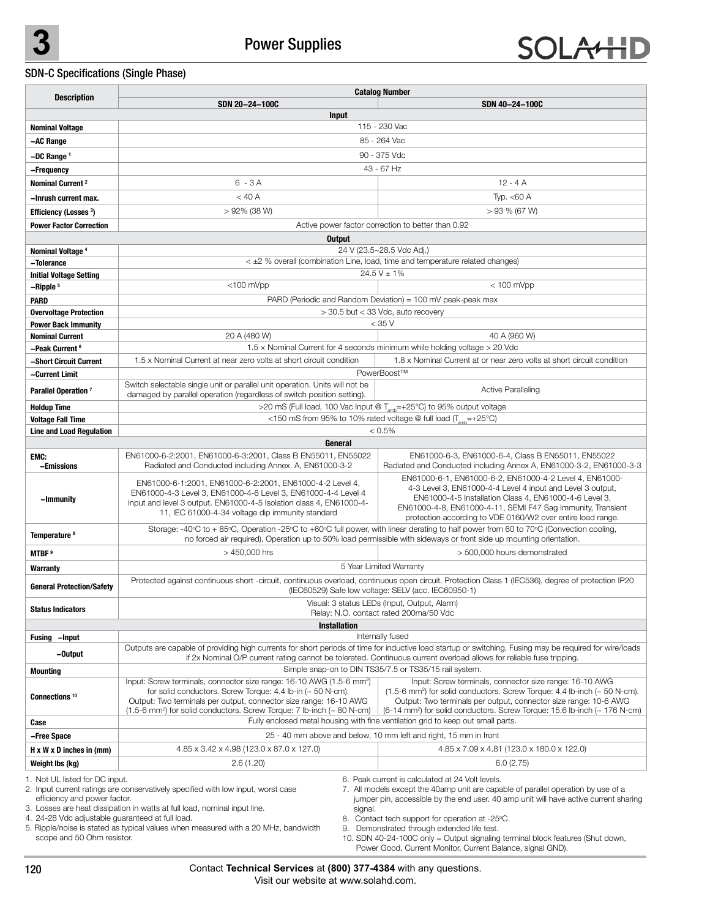## SDN-C Specifications (Single Phase)

| Description | Catalog Number | |
|---|---|---|
| | SDN 20–24–100C | SDN 40–24–100C |
| **Input** | | |
| **Nominal Voltage** | 115 - 230 Vac | |
| **–AC Range** | 85 - 264 Vac | |
| **–DC Range** [1] | 90 - 375 Vdc | |
| **–Frequency** | 43 - 67 Hz | |
| **Nominal Current** [2] | 6 - 3 A | 12 - 4 A |
| **–Inrush current max.** | < 40 A | Typ. <60 A |
| **Efficiency (Losses** [3]**)** | > 92% (38 W) | > 93 % (67 W) |
| **Power Factor Correction** | Active power factor correction to better than 0.92 | |
| **Output** | | |
| **Nominal Voltage** [4] | 24 V (23.5–28.5 Vdc Adj.) | |
| **–Tolerance** | < ±2 % overall (combination Line, load, time and temperature related changes) | |
| **Initial Voltage Setting** | 24.5 V ± 1% | |
| **–Ripple** [5] | <100 mVpp | < 100 mVpp |
| **PARD** | PARD (Periodic and Random Deviation) = 100 mV peak-peak max | |
| **Overvoltage Protection** | > 30.5 but < 33 Vdc, auto recovery | |
| **Power Back Immunity** | < 35 V | |
| **Nominal Current** | 20 A (480 W) | 40 A (960 W) |
| **–Peak Current** [6] | 1.5 × Nominal Current for 4 seconds minimum while holding voltage > 20 Vdc | |
| **–Short Circuit Current** | 1.5 x Nominal Current at near zero volts at short circuit condition | 1.8 x Nominal Current at or near zero volts at short circuit condition |
| **–Current Limit** | PowerBoost™ | |
| **Parallel Operation** [7] | Switch selectable single unit or parallel unit operation. Units will not be damaged by parallel operation (regardless of switch position setting). | Active Paralleling |
| **Holdup Time** | >20 mS (Full load, 100 Vac Input @ $T_{amb}$=+25°C) to 95% output voltage | |
| **Voltage Fall Time** | <150 mS from 95% to 10% rated voltage @ full load ($T_{amb}$=+25°C) | |
| **Line and Load Regulation** | < 0.5% | |
| **General** | | |
| **EMC: –Emissions** | EN61000-6-2:2001, EN61000-6-3:2001, Class B EN55011, EN55022 Radiated and Conducted including Annex. A, EN61000-3-2 | EN61000-6-3, EN61000-6-4, Class B EN55011, EN55022 Radiated and Conducted including Annex A, EN61000-3-2, EN61000-3-3 |
| **–Immunity** | EN61000-6-1:2001, EN61000-6-2:2001, EN61000-4-2 Level 4, EN61000-4-3 Level 3, EN61000-4-6 Level 3, EN61000-4-4 Level 4 input and level 3 output. EN61000-4-5 Isolation class 4, EN61000-4-11, IEC 61000-4-34 voltage dip immunity standard | EN61000-6-1, EN61000-6-2, EN61000-4-2 Level 4, EN61000-4-3 Level 3, EN61000-4-4 Level 4 input and Level 3 output, EN61000-4-5 Installation Class 4, EN61000-4-6 Level 3, EN61000-4-8, EN61000-4-11, SEMI F47 Sag Immunity, Transient protection according to VDE 0160/W2 over entire load range. |
| **Temperature** [8] | Storage: -40°C to + 85°C, Operation -25°C to +60°C full power, with linear derating to half power from 60 to 70°C (Convection cooling, no forced air required). Operation up to 50% load permissible with sideways or front side up mounting orientation. | |
| **MTBF** [9] | > 450,000 hrs | > 500,000 hours demonstrated |
| **Warranty** | 5 Year Limited Warranty | |
| **General Protection/Safety** | Protected against continuous short -circuit, continuous overload, continuous open circuit. Protection Class 1 (IEC536), degree of protection IP20 (IEC60529) Safe low voltage: SELV (acc. IEC60950-1) | |
| **Status Indicators** | Visual: 3 status LEDs (Input, Output, Alarm) Relay: N.O. contact rated 200ma/50 Vdc | |
| **Installation** | | |
| **Fusing –Input** | Internally fused | |
| **–Output** | Outputs are capable of providing high currents for short periods of time for inductive load startup or switching. Fusing may be required for wire/loads if 2x Nominal O/P current rating cannot be tolerated. Continuous current overload allows for reliable fuse tripping. | |
| **Mounting** | Simple snap-on to DIN TS35/7.5 or TS35/15 rail system. | |
| **Connections** [10] | Input: Screw terminals, connector size range: 16-10 AWG (1.5-6 mm²) for solid conductors. Screw Torque: 4.4 lb-in (~ 50 N-cm). Output: Two terminals per output, connector size range: 16-10 AWG (1.5-6 mm²) for solid conductors. Screw Torque: 7 lb-inch (~ 80 N-cm) | Input: Screw terminals, connector size range: 16-10 AWG (1.5-6 mm²) for solid conductors. Screw Torque: 4.4 lb-inch (~ 50 N-cm). Output: Two terminals per output, connector size range: 10-6 AWG (6-14 mm²) for solid conductors. Screw Torque: 15.6 lb-inch (~ 176 N-cm) |
| **Case** | Fully enclosed metal housing with fine ventilation grid to keep out small parts. | |
| **–Free Space** | 25 - 40 mm above and below, 10 mm left and right, 15 mm in front | |
| **H x W x D inches in (mm)** | 4.85 x 3.42 x 4.98 (123.0 x 87.0 x 127.0) | 4.85 x 7.09 x 4.81 (123.0 x 180.0 x 122.0) |
| **Weight lbs (kg)** | 2.6 (1.20) | 6.0 (2.75) |

1. Not UL listed for DC input.
2. Input current ratings are conservatively specified with low input, worst case efficiency and power factor.
3. Losses are heat dissipation in watts at full load, nominal input line.
4. 24-28 Vdc adjustable guaranteed at full load.
5. Ripple/noise is stated as typical values when measured with a 20 MHz, bandwidth scope and 50 Ohm resistor.
6. Peak current is calculated at 24 Volt levels.
7. All models except the 40amp unit are capable of parallel operation by use of a jumper pin, accessible by the end user. 40 amp unit will have active current sharing signal.
8. Contact tech support for operation at -25°C.
9. Demonstrated through extended life test.
10. SDN 40-24-100C only = Output signaling terminal block features (Shut down, Power Good, Current Monitor, Current Balance, signal GND).

Contact **Technical Services** at **(800) 377-4384** with any questions.
Visit our website at www.solahd.com.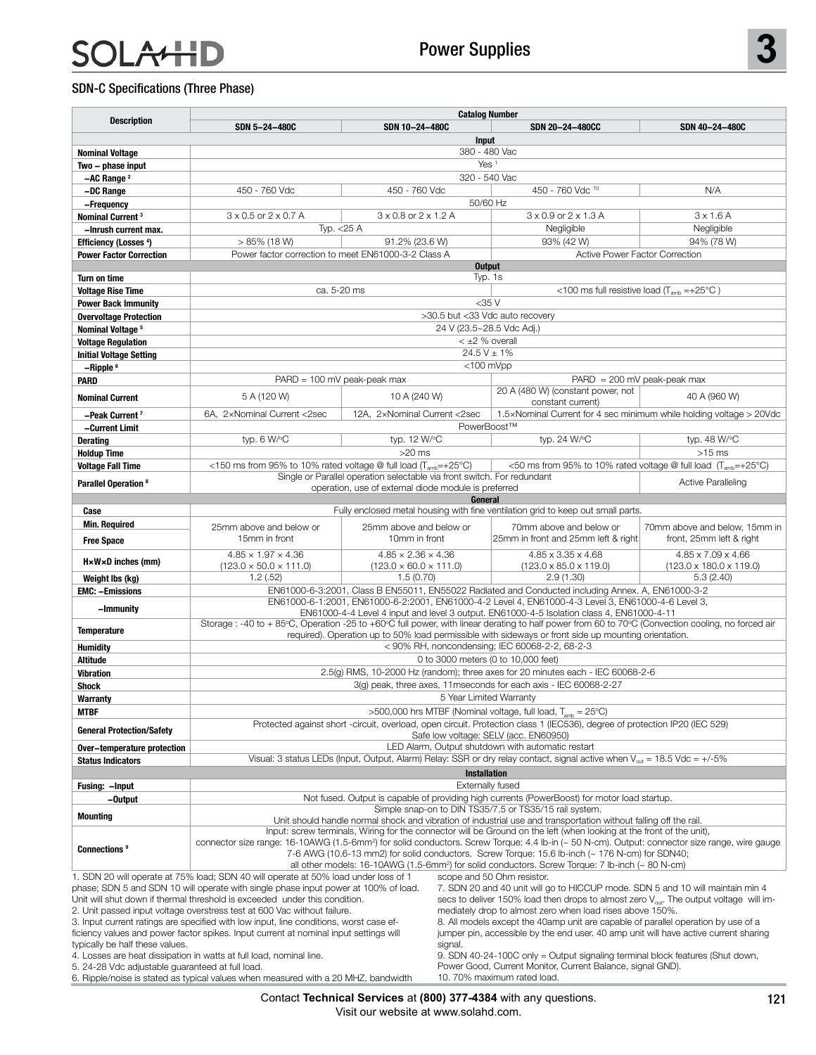## SDN-C Specifications (Three Phase)

| Description | Catalog Number | | | |
|---|---|---|---|---|
| | SDN 5–24–480C | SDN 10–24–480C | SDN 20–24–480CC | SDN 40–24–480C |
| **Input** | | | | |
| Nominal Voltage | 380 - 480 Vac | | | |
| Two – phase input | Yes [1] | | | |
| –AC Range [2] | 320 - 540 Vac | | | |
| –DC Range | 450 - 760 Vdc | 450 - 760 Vdc | 450 - 760 Vdc [10] | N/A |
| –Frequency | 50/60 Hz | | | |
| Nominal Current [3] | 3 x 0.5 or 2 x 0.7 A | 3 x 0.8 or 2 x 1.2 A | 3 x 0.9 or 2 x 1.3 A | 3 x 1.6 A |
| –Inrush current max. | Typ. <25 A | | Negligible | Negligible |
| Efficiency (Losses [4]) | > 85% (18 W) | 91.2% (23.6 W) | 93% (42 W) | 94% (78 W) |
| Power Factor Correction | Power factor correction to meet EN61000-3-2 Class A | | Active Power Factor Correction | |
| **Output** | | | | |
| Turn on time | Typ. 1s | | | |
| Voltage Rise Time | ca. 5-20 ms | | <100 ms full resistive load ($T_{amb}$ =+25°C ) | |
| Power Back Immunity | <35 V | | | |
| Overvoltage Protection | >30.5 but <33 Vdc auto recovery | | | |
| Nominal Voltage [5] | 24 V (23.5~28.5 Vdc Adj.) | | | |
| Voltage Regulation | < ±2 % overall | | | |
| Initial Voltage Setting | 24.5 V ± 1% | | | |
| –Ripple [6] | <100 mVpp | | | |
| PARD | PARD = 100 mV peak-peak max | | PARD = 200 mV peak-peak max | |
| Nominal Current | 5 A (120 W) | 10 A (240 W) | 20 A (480 W) (constant power, not constant current) | 40 A (960 W) |
| –Peak Current [7] | 6A, 2×Nominal Current <2sec | 12A, 2×Nominal Current <2sec | 1.5×Nominal Current for 4 sec minimum while holding voltage > 20Vdc | |
| –Current Limit | PowerBoost™ | | | |
| Derating | typ. 6 W/°C | typ. 12 W/°C | typ. 24 W/°C | typ. 48 W/°C |
| Holdup Time | >20 ms | | | >15 ms |
| Voltage Fall Time | <150 ms from 95% to 10% rated voltage @ full load ($T_{amb}$=+25°C) | | <50 ms from 95% to 10% rated voltage @ full load ($T_{amb}$=+25°C) | |
| Parallel Operation [8] | Single or Parallel operation selectable via front switch. For redundant operation, use of external diode module is preferred | | | Active Paralleling |
| **General** | | | | |
| Case | Fully enclosed metal housing with fine ventilation grid to keep out small parts. | | | |
| Min. Required Free Space | 25mm above and below or 15mm in front | 25mm above and below or 10mm in front | 70mm above and below or 25mm in front and 25mm left & right | 70mm above and below, 15mm in front, 25mm left & right |
| H×W×D inches (mm) | 4.85 × 1.97 × 4.36 (123.0 × 50.0 × 111.0) | 4.85 × 2.36 × 4.36 (123.0 × 60.0 × 111.0) | 4.85 x 3.35 x 4.68 (123.0 x 85.0 x 119.0) | 4.85 x 7.09 x 4.66 (123.0 x 180.0 x 119.0) |
| Weight lbs (kg) | 1.2 (.52) | 1.5 (0.70) | 2.9 (1.30) | 5.3 (2.40) |
| EMC: –Emissions | EN61000-6-3:2001, Class B EN55011, EN55022 Radiated and Conducted including Annex. A, EN61000-3-2 | | | |
| –Immunity | EN61000-6-1:2001, EN61000-6-2:2001, EN61000-4-2 Level 4, EN61000-4-3 Level 3, EN61000-4-6 Level 3, EN61000-4-4 Level 4 input and level 3 output. EN61000-4-5 Isolation class 4, EN61000-4-11 | | | |
| Temperature | Storage : -40 to + 85°C, Operation -25 to +60°C full power, with linear derating to half power from 60 to 70°C (Convection cooling, no forced air required). Operation up to 50% load permissible with sideways or front side up mounting orientation. | | | |
| Humidity | < 90% RH, noncondensing; IEC 60068-2-2, 68-2-3 | | | |
| Altitude | 0 to 3000 meters (0 to 10,000 feet) | | | |
| Vibration | 2.5(g) RMS, 10-2000 Hz (random); three axes for 20 minutes each - IEC 60068-2-6 | | | |
| Shock | 3(g) peak, three axes, 11mseconds for each axis - IEC 60068-2-27 | | | |
| Warranty | 5 Year Limited Warranty | | | |
| MTBF | >500,000 hrs MTBF (Nominal voltage, full load, $T_{amb}$ = 25°C) | | | |
| General Protection/Safety | Protected against short -circuit, overload, open circuit. Protection class 1 (IEC536), degree of protection IP20 (IEC 529) Safe low voltage: SELV (acc. EN60950) | | | |
| Over–temperature protection | LED Alarm, Output shutdown with automatic restart | | | |
| Status Indicators | Visual: 3 status LEDs (Input, Output, Alarm) Relay: SSR or dry relay contact, signal active when $V_{out}$ = 18.5 Vdc = +/-5% | | | |
| **Installation** | | | | |
| Fusing: –Input | Externally fused | | | |
| –Output | Not fused. Output is capable of providing high currents (PowerBoost) for motor load startup. | | | |
| Mounting | Simple snap-on to DIN TS35/7.5 or TS35/15 rail system. Unit should handle normal shock and vibration of industrial use and transportation without falling off the rail. | | | |
| Connections [9] | Input: screw terminals, Wiring for the connector will be Ground on the left (when looking at the front of the unit), connector size range: 16-10AWG (1.5-6mm²) for solid conductors. Screw Torque: 4.4 lb-in (~ 50 N-cm). Output: connector size range, wire gauge 7-6 AWG (10.6-13 mm2) for solid conductors. Screw Torque: 15.6 lb-inch (~ 176 N-cm) for SDN40; all other models: 16-10AWG (1.5-6mm²) for solid conductors. Screw Torque: 7 lb-inch (~ 80 N-cm) | | | |

1. SDN 20 will operate at 75% load; SDN 40 will operate at 50% load under loss of 1 phase; SDN 5 and SDN 10 will operate with single phase input power at 100% of load. Unit will shut down if thermal threshold is exceeded under this condition.
2. Unit passed input voltage overstress test at 600 Vac without failure.
3. Input current ratings are specified with low input, line conditions, worst case efficiency values and power factor spikes. Input current at nominal input settings will typically be half these values.
4. Losses are heat dissipation in watts at full load, nominal line.
5. 24-28 Vdc adjustable guaranteed at full load.
6. Ripple/noise is stated as typical values when measured with a 20 MHZ, bandwidth scope and 50 Ohm resistor.
7. SDN 20 and 40 unit will go to HICCUP mode. SDN 5 and 10 will maintain min 4 secs to deliver 150% load then drops to almost zero $V_{out}$. The output voltage will immediately drop to almost zero when load rises above 150%.
8. All models except the 40amp unit are capable of parallel operation by use of a jumper pin, accessible by the end user. 40 amp unit will have active current sharing signal.
9. SDN 40-24-100C only = Output signaling terminal block features (Shut down, Power Good, Current Monitor, Current Balance, signal GND).
10. 70% maximum rated load.

Contact **Technical Services** at **(800) 377-4384** with any questions.
Visit our website at www.solahd.com.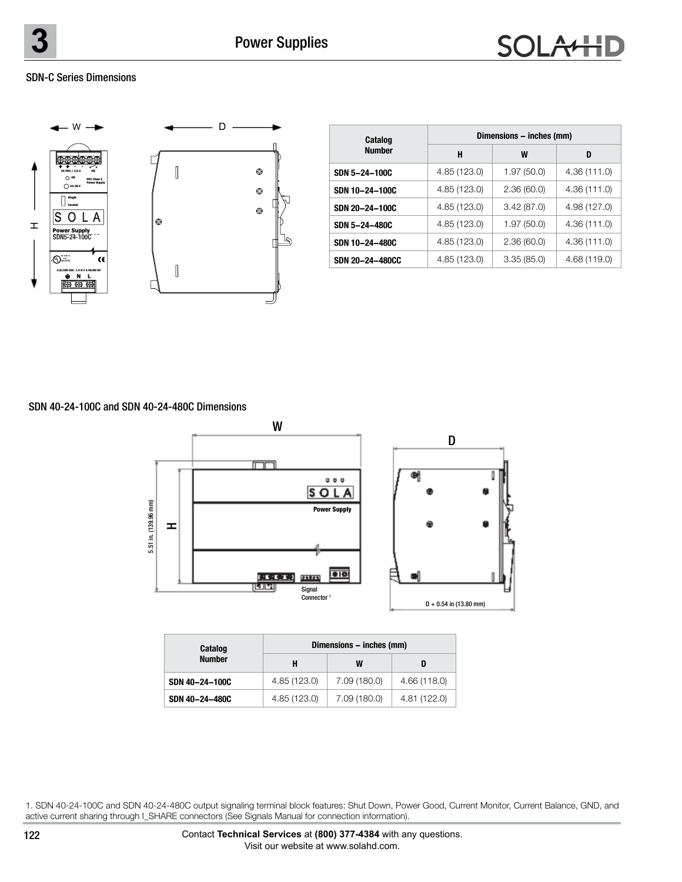# Power Supplies

## SDN-C Series Dimensions

| Catalog Number | Dimensions – inches (mm) | | |
|---|---|---|---|
| | H | W | D |
| SDN 5–24–100C | 4.85 (123.0) | 1.97 (50.0) | 4.36 (111.0) |
| SDN 10–24–100C | 4.85 (123.0) | 2.36 (60.0) | 4.36 (111.0) |
| SDN 20–24–100C | 4.85 (123.0) | 3.42 (87.0) | 4.98 (127.0) |
| SDN 5–24–480C | 4.85 (123.0) | 1.97 (50.0) | 4.36 (111.0) |
| SDN 10–24–480C | 4.85 (123.0) | 2.36 (60.0) | 4.36 (111.0) |
| SDN 20–24–480CC | 4.85 (123.0) | 3.35 (85.0) | 4.68 (119.0) |

## SDN 40-24-100C and SDN 40-24-480C Dimensions

W

D

5.51 in. (139.96 mm)

H

Signal Connector [1]

D + 0.54 in (13.80 mm)

| Catalog Number | Dimensions – inches (mm) | | |
|---|---|---|---|
| | H | W | D |
| SDN 40–24–100C | 4.85 (123.0) | 7.09 (180.0) | 4.66 (118.0) |
| SDN 40–24–480C | 4.85 (123.0) | 7.09 (180.0) | 4.81 (122.0) |

1. SDN 40-24-100C and SDN 40-24-480C output signaling terminal block features: Shut Down, Power Good, Current Monitor, Current Balance, GND, and active current sharing through I_SHARE connectors (See Signals Manual for connection information).

Contact **Technical Services** at **(800) 377-4384** with any questions.
Visit our website at www.solahd.com.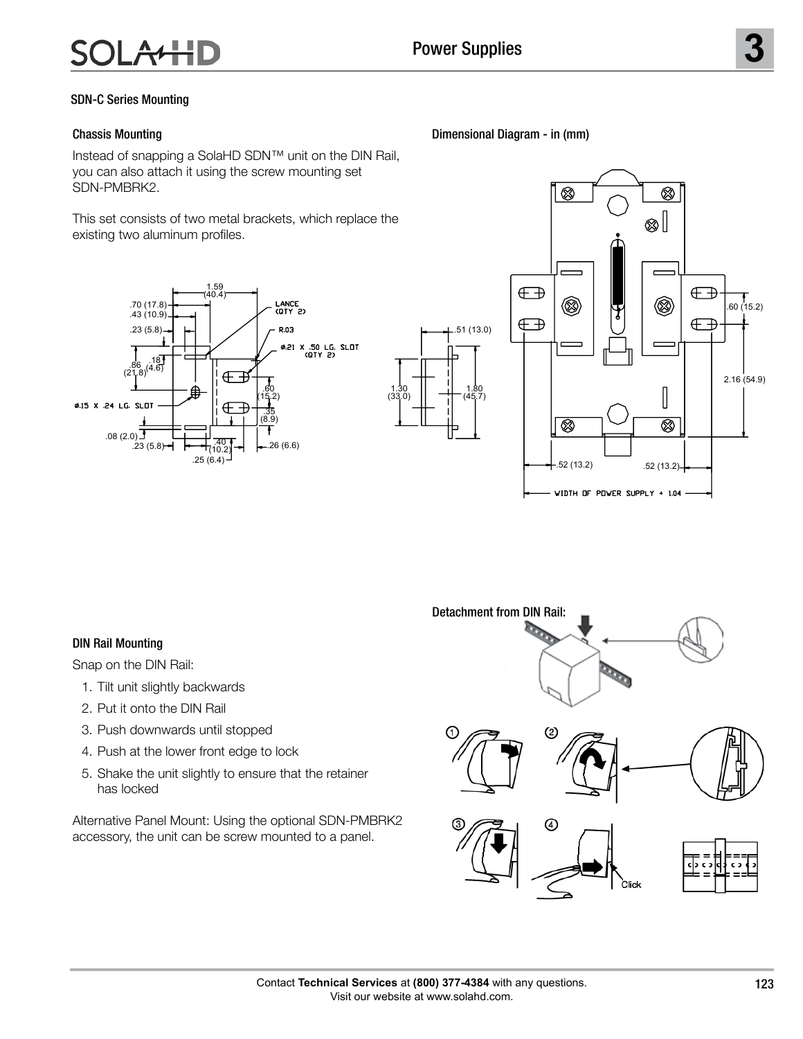## SDN-C Series Mounting

### Chassis Mounting

Instead of snapping a SolaHD SDN™ unit on the DIN Rail, you can also attach it using the screw mounting set SDN-PMBRK2.

This set consists of two metal brackets, which replace the existing two aluminum profiles.

### Dimensional Diagram - in (mm)

1.59 (40.4)
.70 (17.8)
.43 (10.9)
.23 (5.8)
.18 (4.6)
.86 (21.8)
Ø.15 X .24 LG. SLOT
.08 (2.0)
.23 (5.8)
.40 (10.2)
.25 (6.4)
LANCE (QTY 2)
R.03
Ø.21 X .50 LG. SLOT (QTY 2)
.60 (15.2)
.35 (8.9)
.26 (6.6)
.51 (13.0)
1.30 (33.0)
1.80 (45.7)
.60 (15.2)
2.16 (54.9)
.52 (13.2)
.52 (13.2)
WIDTH OF POWER SUPPLY + 1.04

### DIN Rail Mounting

Snap on the DIN Rail:

1. Tilt unit slightly backwards
2. Put it onto the DIN Rail
3. Push downwards until stopped
4. Push at the lower front edge to lock
5. Shake the unit slightly to ensure that the retainer has locked

Alternative Panel Mount: Using the optional SDN-PMBRK2 accessory, the unit can be screw mounted to a panel.

### Detachment from DIN Rail:

1
2
3
4
Click

Contact **Technical Services** at **(800) 377-4384** with any questions.
Visit our website at www.solahd.com.